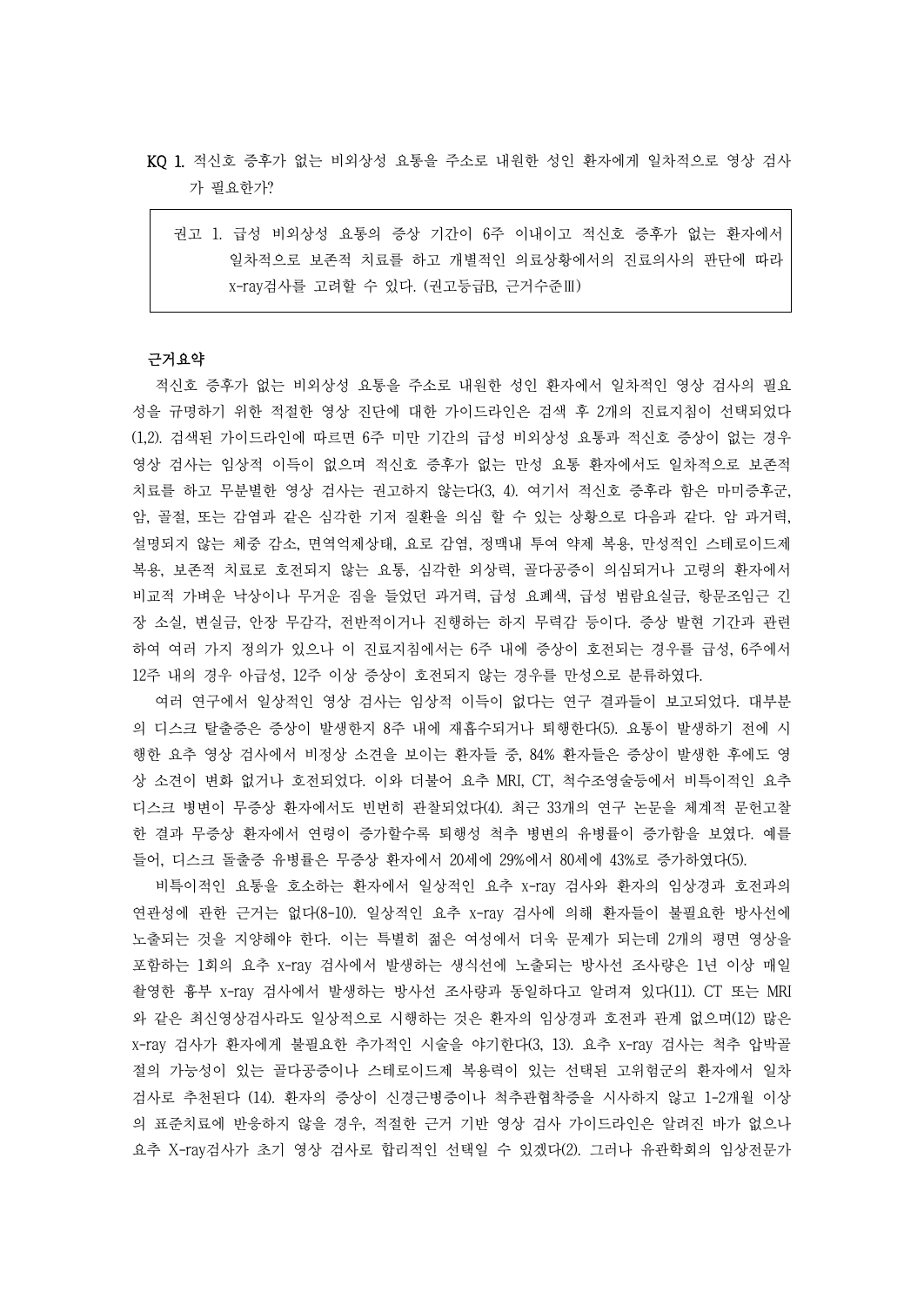**KQ 1.** 적신호 증후가 없는 비외상성 요통을 주소로 내원한 성인 환자에게 일차적으로 영상 검사가 필요한가?

> 권고 1. 급성 비외상성 요통의 증상 기간이 6주 이내이고 적신호 증후가 없는 환자에서 일차적으로 보존적 치료를 하고 개별적인 의료상황에서의 진료의사의 판단에 따라 x-ray검사를 고려할 수 있다. (권고등급B, 근거수준Ⅲ)

**근거요약**

적신호 증후가 없는 비외상성 요통을 주소로 내원한 성인 환자에서 일차적인 영상 검사의 필요성을 규명하기 위한 적절한 영상 진단에 대한 가이드라인은 검색 후 2개의 진료지침이 선택되었다(1,2). 검색된 가이드라인에 따르면 6주 미만 기간의 급성 비외상성 요통과 적신호 증상이 없는 경우 영상 검사는 임상적 이득이 없으며 적신호 증후가 없는 만성 요통 환자에서도 일차적으로 보존적 치료를 하고 무분별한 영상 검사는 권고하지 않는다(3, 4). 여기서 적신호 증후라 함은 마미증후군, 암, 골절, 또는 감염과 같은 심각한 기저 질환을 의심 할 수 있는 상황으로 다음과 같다. 암 과거력, 설명되지 않는 체중 감소, 면역억제상태, 요로 감염, 정맥내 투여 약제 복용, 만성적인 스테로이드제 복용, 보존적 치료로 호전되지 않는 요통, 심각한 외상력, 골다공증이 의심되거나 고령의 환자에서 비교적 가벼운 낙상이나 무거운 짐을 들었던 과거력, 급성 요폐색, 급성 범람요실금, 항문조임근 긴장 소실, 변실금, 안장 무감각, 전반적이거나 진행하는 하지 무력감 등이다. 증상 발현 기간과 관련하여 여러 가지 정의가 있으나 이 진료지침에서는 6주 내에 증상이 호전되는 경우를 급성, 6주에서 12주 내의 경우 아급성, 12주 이상 증상이 호전되지 않는 경우를 만성으로 분류하였다.

여러 연구에서 일상적인 영상 검사는 임상적 이득이 없다는 연구 결과들이 보고되었다. 대부분의 디스크 탈출증은 증상이 발생한지 8주 내에 재흡수되거나 퇴행한다(5). 요통이 발생하기 전에 시행한 요추 영상 검사에서 비정상 소견을 보이는 환자들 중, 84% 환자들은 증상이 발생한 후에도 영상 소견이 변화 없거나 호전되었다. 이와 더불어 요추 MRI, CT, 척수조영술등에서 비특이적인 요추 디스크 병변이 무증상 환자에서도 빈번히 관찰되었다(4). 최근 33개의 연구 논문을 체계적 문헌고찰한 결과 무증상 환자에서 연령이 증가할수록 퇴행성 척추 병변의 유병률이 증가함을 보였다. 예를 들어, 디스크 돌출증 유병률은 무증상 환자에서 20세에 29%에서 80세에 43%로 증가하였다(5).

비특이적인 요통을 호소하는 환자에서 일상적인 요추 x-ray 검사와 환자의 임상경과 호전과의 연관성에 관한 근거는 없다(8-10). 일상적인 요추 x-ray 검사에 의해 환자들이 불필요한 방사선에 노출되는 것을 지양해야 한다. 이는 특별히 젊은 여성에서 더욱 문제가 되는데 2개의 평면 영상을 포함하는 1회의 요추 x-ray 검사에서 발생하는 생식선에 노출되는 방사선 조사량은 1년 이상 매일 촬영한 흉부 x-ray 검사에서 발생하는 방사선 조사량과 동일하다고 알려져 있다(11). CT 또는 MRI와 같은 최신영상검사라도 일상적으로 시행하는 것은 환자의 임상경과 호전과 관계 없으며(12) 많은 x-ray 검사가 환자에게 불필요한 추가적인 시술을 야기한다(3, 13). 요추 x-ray 검사는 척추 압박골절의 가능성이 있는 골다공증이나 스테로이드제 복용력이 있는 선택된 고위험군의 환자에서 일차 검사로 추천된다 (14). 환자의 증상이 신경근병증이나 척추관협착증을 시사하지 않고 1-2개월 이상의 표준치료에 반응하지 않을 경우, 적절한 근거 기반 영상 검사 가이드라인은 알려진 바가 없으나 요추 X-ray검사가 초기 영상 검사로 합리적인 선택일 수 있겠다(2). 그러나 유관학회의 임상전문가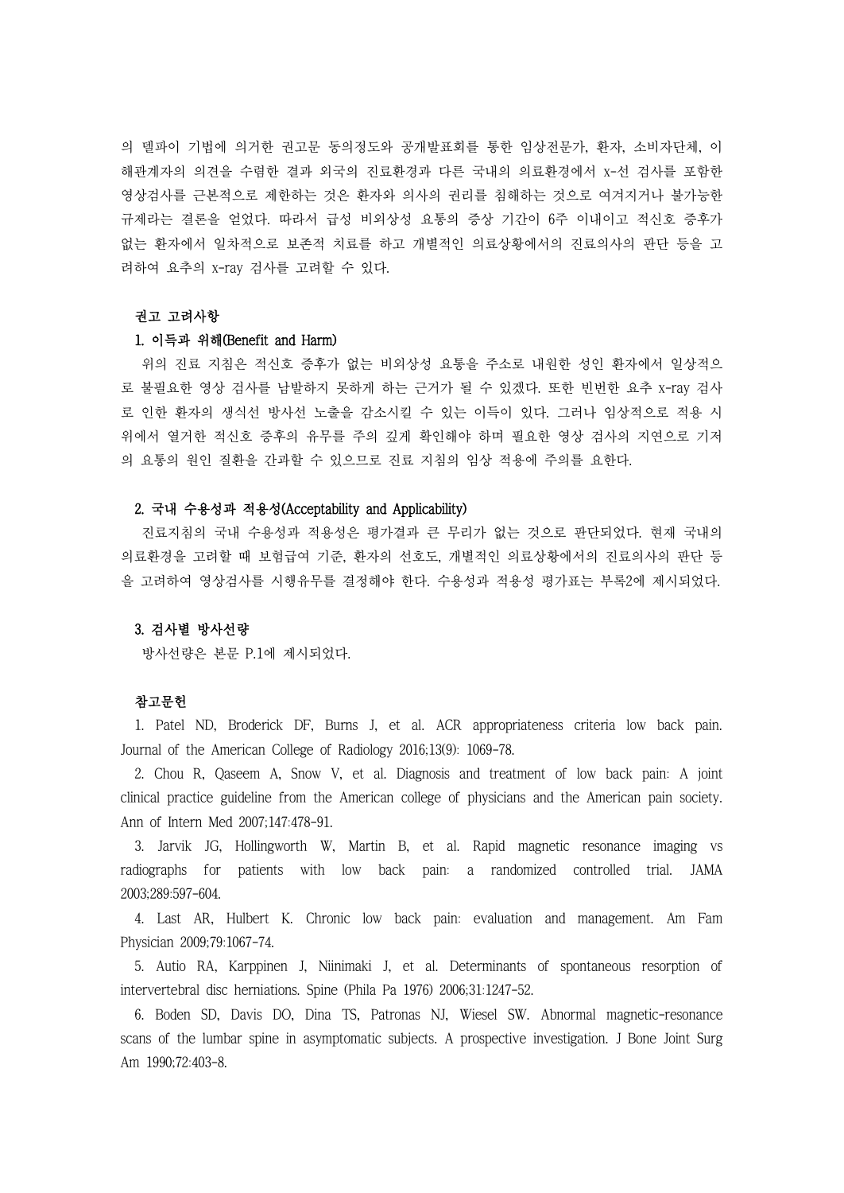의 델파이 기법에 의거한 권고문 동의정도와 공개발표회를 통한 임상전문가, 환자, 소비자단체, 이해관계자의 의견을 수렴한 결과 외국의 진료환경과 다른 국내의 의료환경에서 x-선 검사를 포함한 영상검사를 근본적으로 제한하는 것은 환자와 의사의 권리를 침해하는 것으로 여겨지거나 불가능한 규제라는 결론을 얻었다. 따라서 급성 비외상성 요통의 증상 기간이 6주 이내이고 적신호 증후가 없는 환자에서 일차적으로 보존적 치료를 하고 개별적인 의료상황에서의 진료의사의 판단 등을 고려하여 요추의 x-ray 검사를 고려할 수 있다.

### 권고 고려사항

#### 1. 이득과 위해(Benefit and Harm)

위의 진료 지침은 적신호 증후가 없는 비외상성 요통을 주소로 내원한 성인 환자에서 일상적으로 불필요한 영상 검사를 남발하지 못하게 하는 근거가 될 수 있겠다. 또한 빈번한 요추 x-ray 검사로 인한 환자의 생식선 방사선 노출을 감소시킬 수 있는 이득이 있다. 그러나 임상적으로 적용 시 위에서 열거한 적신호 증후의 유무를 주의 깊게 확인해야 하며 필요한 영상 검사의 지연으로 기저의 요통의 원인 질환을 간과할 수 있으므로 진료 지침의 임상 적용에 주의를 요한다.

#### 2. 국내 수용성과 적용성(Acceptability and Applicability)

진료지침의 국내 수용성과 적용성은 평가결과 큰 무리가 없는 것으로 판단되었다. 현재 국내의 의료환경을 고려할 때 보험급여 기준, 환자의 선호도, 개별적인 의료상황에서의 진료의사의 판단 등을 고려하여 영상검사를 시행유무를 결정해야 한다. 수용성과 적용성 평가표는 부록2에 제시되었다.

#### 3. 검사별 방사선량

방사선량은 본문 P.1에 제시되었다.

### 참고문헌

1. Patel ND, Broderick DF, Burns J, et al. ACR appropriateness criteria low back pain. Journal of the American College of Radiology 2016;13(9): 1069-78.
2. Chou R, Qaseem A, Snow V, et al. Diagnosis and treatment of low back pain: A joint clinical practice guideline from the American college of physicians and the American pain society. Ann of Intern Med 2007;147:478-91.
3. Jarvik JG, Hollingworth W, Martin B, et al. Rapid magnetic resonance imaging vs radiographs for patients with low back pain: a randomized controlled trial. JAMA 2003;289:597-604.
4. Last AR, Hulbert K. Chronic low back pain: evaluation and management. Am Fam Physician 2009;79:1067-74.
5. Autio RA, Karppinen J, Niinimaki J, et al. Determinants of spontaneous resorption of intervertebral disc herniations. Spine (Phila Pa 1976) 2006;31:1247-52.
6. Boden SD, Davis DO, Dina TS, Patronas NJ, Wiesel SW. Abnormal magnetic-resonance scans of the lumbar spine in asymptomatic subjects. A prospective investigation. J Bone Joint Surg Am 1990;72:403-8.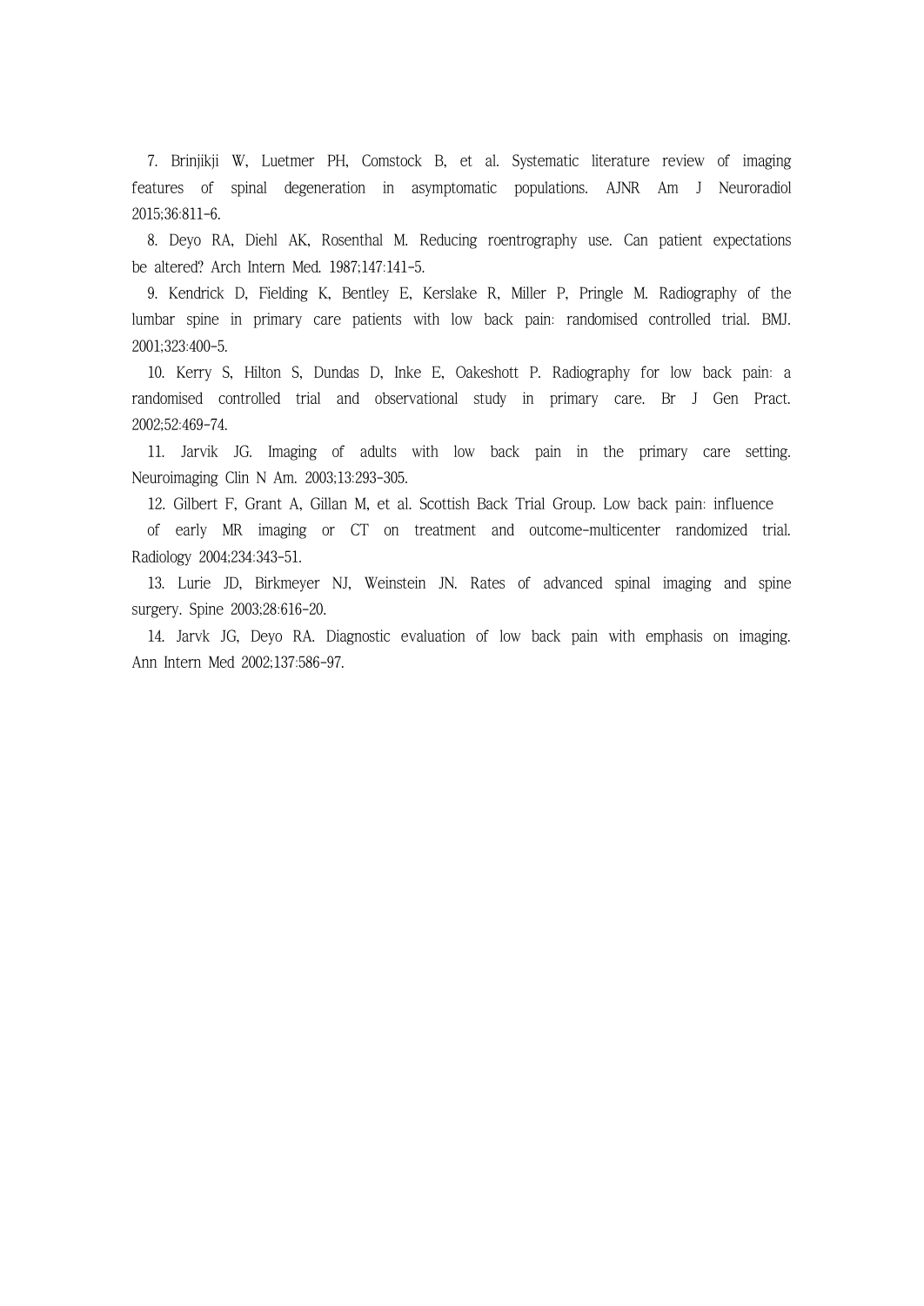7. Brinjikji W, Luetmer PH, Comstock B, et al. Systematic literature review of imaging features of spinal degeneration in asymptomatic populations. AJNR Am J Neuroradiol 2015;36:811-6.

8. Deyo RA, Diehl AK, Rosenthal M. Reducing roentrography use. Can patient expectations be altered? Arch Intern Med. 1987;147:141-5.

9. Kendrick D, Fielding K, Bentley E, Kerslake R, Miller P, Pringle M. Radiography of the lumbar spine in primary care patients with low back pain: randomised controlled trial. BMJ. 2001;323:400-5.

10. Kerry S, Hilton S, Dundas D, Inke E, Oakeshott P. Radiography for low back pain: a randomised controlled trial and observational study in primary care. Br J Gen Pract. 2002;52:469-74.

11. Jarvik JG. Imaging of adults with low back pain in the primary care setting. Neuroimaging Clin N Am. 2003;13:293-305.

12. Gilbert F, Grant A, Gillan M, et al. Scottish Back Trial Group. Low back pain: influence of early MR imaging or CT on treatment and outcome-multicenter randomized trial. Radiology 2004;234:343-51.

13. Lurie JD, Birkmeyer NJ, Weinstein JN. Rates of advanced spinal imaging and spine surgery. Spine 2003;28:616-20.

14. Jarvk JG, Deyo RA. Diagnostic evaluation of low back pain with emphasis on imaging. Ann Intern Med 2002;137:586-97.